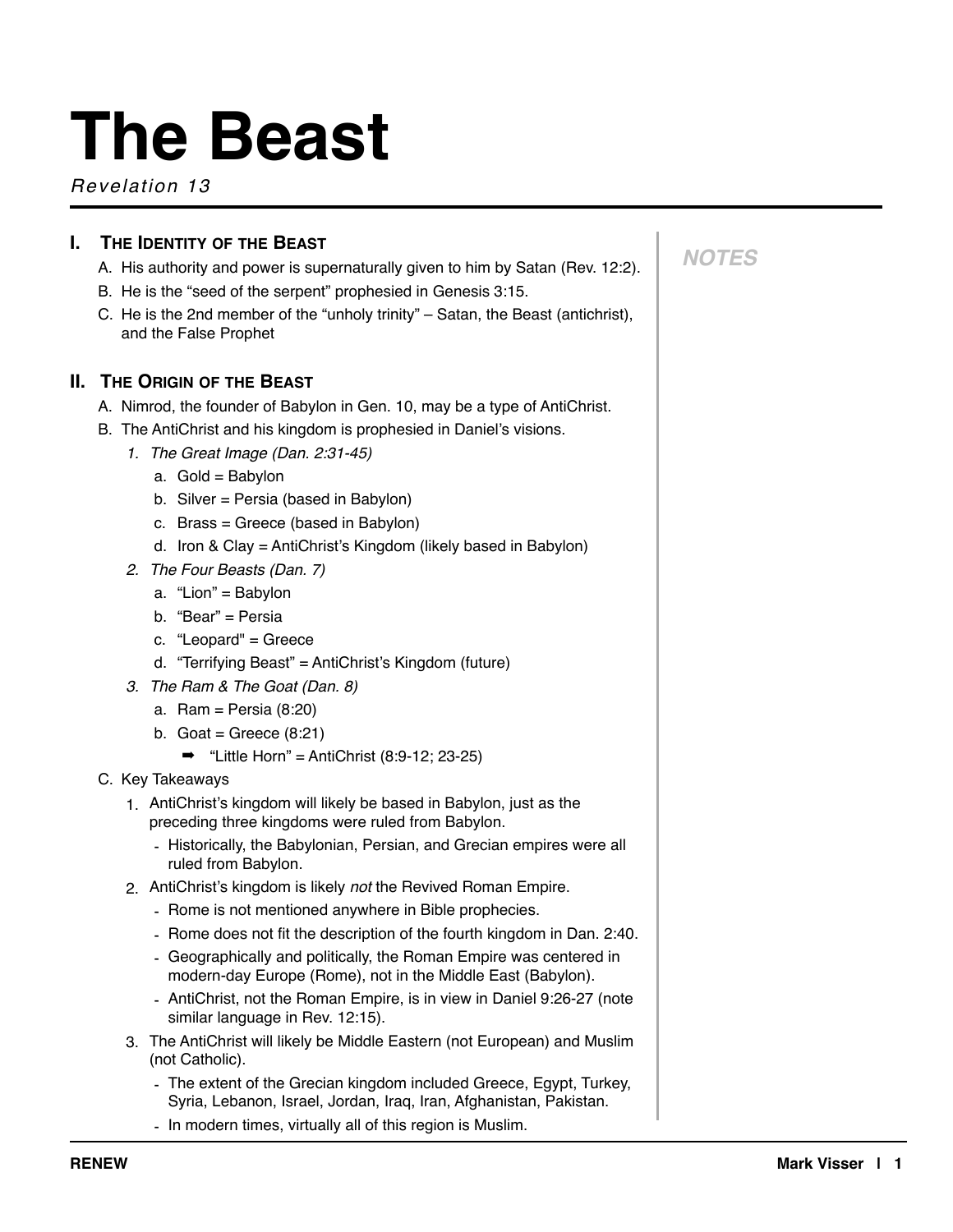# The Beast

*Revelation 13*

NOTES

## I. The Identity of the Beast

A. His authority and power is supernaturally given to him by Satan (Rev. 12:2).

B. He is the "seed of the serpent" prophesied in Genesis 3:15.

C. He is the 2nd member of the "unholy trinity" – Satan, the Beast (antichrist), and the False Prophet

## II. The Origin of the Beast

A. Nimrod, the founder of Babylon in Gen. 10, may be a type of AntiChrist.

B. The AntiChrist and his kingdom is prophesied in Daniel's visions.

1. *The Great Image (Dan. 2:31-45)*
   a. Gold = Babylon
   b. Silver = Persia (based in Babylon)
   c. Brass = Greece (based in Babylon)
   d. Iron & Clay = AntiChrist's Kingdom (likely based in Babylon)
2. *The Four Beasts (Dan. 7)*
   a. "Lion" = Babylon
   b. "Bear" = Persia
   c. "Leopard" = Greece
   d. "Terrifying Beast" = AntiChrist's Kingdom (future)
3. *The Ram & The Goat (Dan. 8)*
   a. Ram = Persia (8:20)
   b. Goat = Greece (8:21)
      ➡ "Little Horn" = AntiChrist (8:9-12; 23-25)

C. Key Takeaways

1. AntiChrist's kingdom will likely be based in Babylon, just as the preceding three kingdoms were ruled from Babylon.
   - Historically, the Babylonian, Persian, and Grecian empires were all ruled from Babylon.
2. AntiChrist's kingdom is likely *not* the Revived Roman Empire.
   - Rome is not mentioned anywhere in Bible prophecies.
   - Rome does not fit the description of the fourth kingdom in Dan. 2:40.
   - Geographically and politically, the Roman Empire was centered in modern-day Europe (Rome), not in the Middle East (Babylon).
   - AntiChrist, not the Roman Empire, is in view in Daniel 9:26-27 (note similar language in Rev. 12:15).
3. The AntiChrist will likely be Middle Eastern (not European) and Muslim (not Catholic).
   - The extent of the Grecian kingdom included Greece, Egypt, Turkey, Syria, Lebanon, Israel, Jordan, Iraq, Iran, Afghanistan, Pakistan.
   - In modern times, virtually all of this region is Muslim.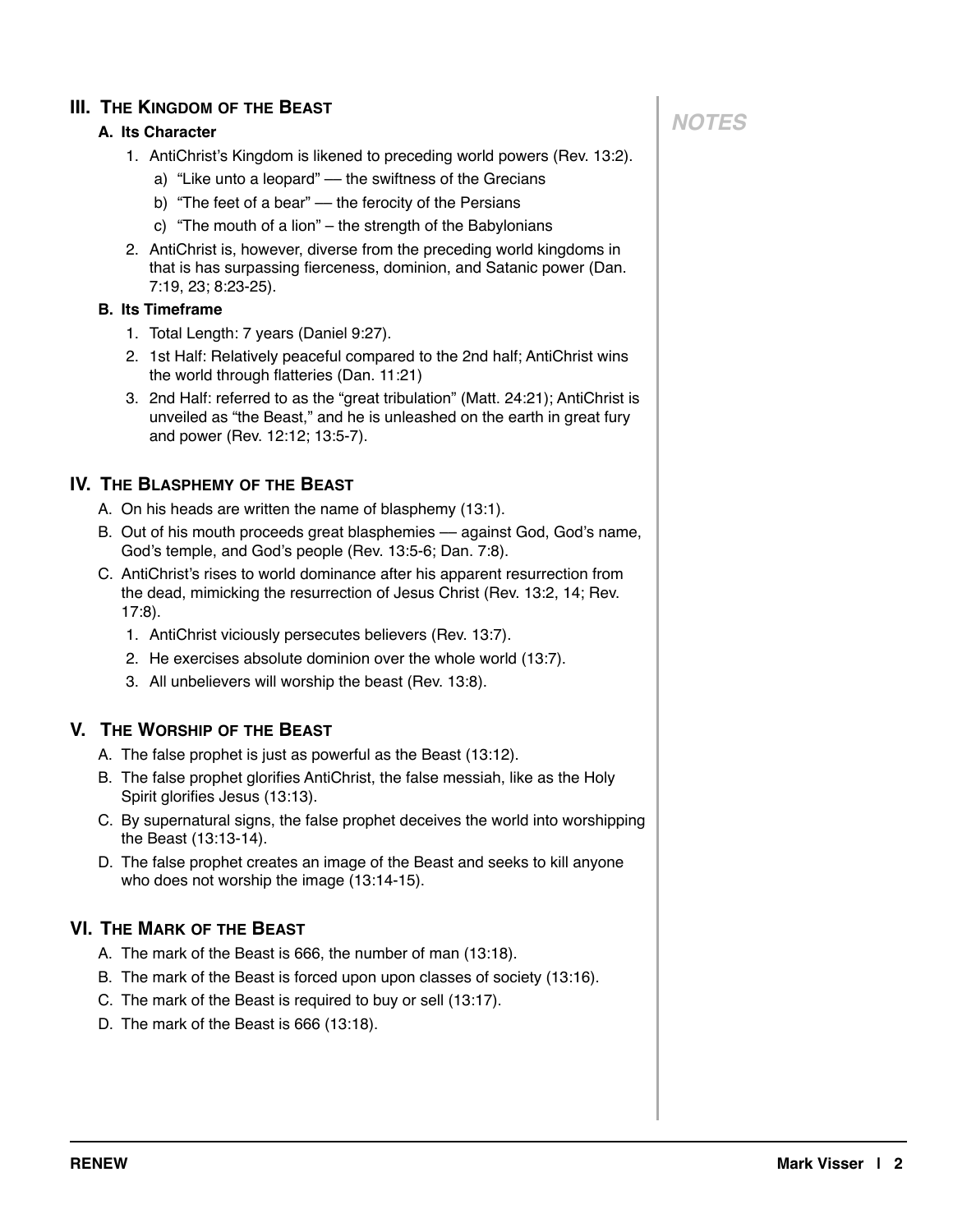## III. The Kingdom of the Beast

### A. Its Character

1. AntiChrist's Kingdom is likened to preceding world powers (Rev. 13:2).
   a) "Like unto a leopard" — the swiftness of the Grecians
   b) "The feet of a bear" — the ferocity of the Persians
   c) "The mouth of a lion" – the strength of the Babylonians
2. AntiChrist is, however, diverse from the preceding world kingdoms in that is has surpassing fierceness, dominion, and Satanic power (Dan. 7:19, 23; 8:23-25).

### B. Its Timeframe

1. Total Length: 7 years (Daniel 9:27).
2. 1st Half: Relatively peaceful compared to the 2nd half; AntiChrist wins the world through flatteries (Dan. 11:21)
3. 2nd Half: referred to as the "great tribulation" (Matt. 24:21); AntiChrist is unveiled as "the Beast," and he is unleashed on the earth in great fury and power (Rev. 12:12; 13:5-7).

## IV. The Blasphemy of the Beast

A. On his heads are written the name of blasphemy (13:1).

B. Out of his mouth proceeds great blasphemies — against God, God's name, God's temple, and God's people (Rev. 13:5-6; Dan. 7:8).

C. AntiChrist's rises to world dominance after his apparent resurrection from the dead, mimicking the resurrection of Jesus Christ (Rev. 13:2, 14; Rev. 17:8).

1. AntiChrist viciously persecutes believers (Rev. 13:7).
2. He exercises absolute dominion over the whole world (13:7).
3. All unbelievers will worship the beast (Rev. 13:8).

## V. The Worship of the Beast

A. The false prophet is just as powerful as the Beast (13:12).

B. The false prophet glorifies AntiChrist, the false messiah, like as the Holy Spirit glorifies Jesus (13:13).

C. By supernatural signs, the false prophet deceives the world into worshipping the Beast (13:13-14).

D. The false prophet creates an image of the Beast and seeks to kill anyone who does not worship the image (13:14-15).

## VI. The Mark of the Beast

A. The mark of the Beast is 666, the number of man (13:18).

B. The mark of the Beast is forced upon upon classes of society (13:16).

C. The mark of the Beast is required to buy or sell (13:17).

D. The mark of the Beast is 666 (13:18).

*NOTES*